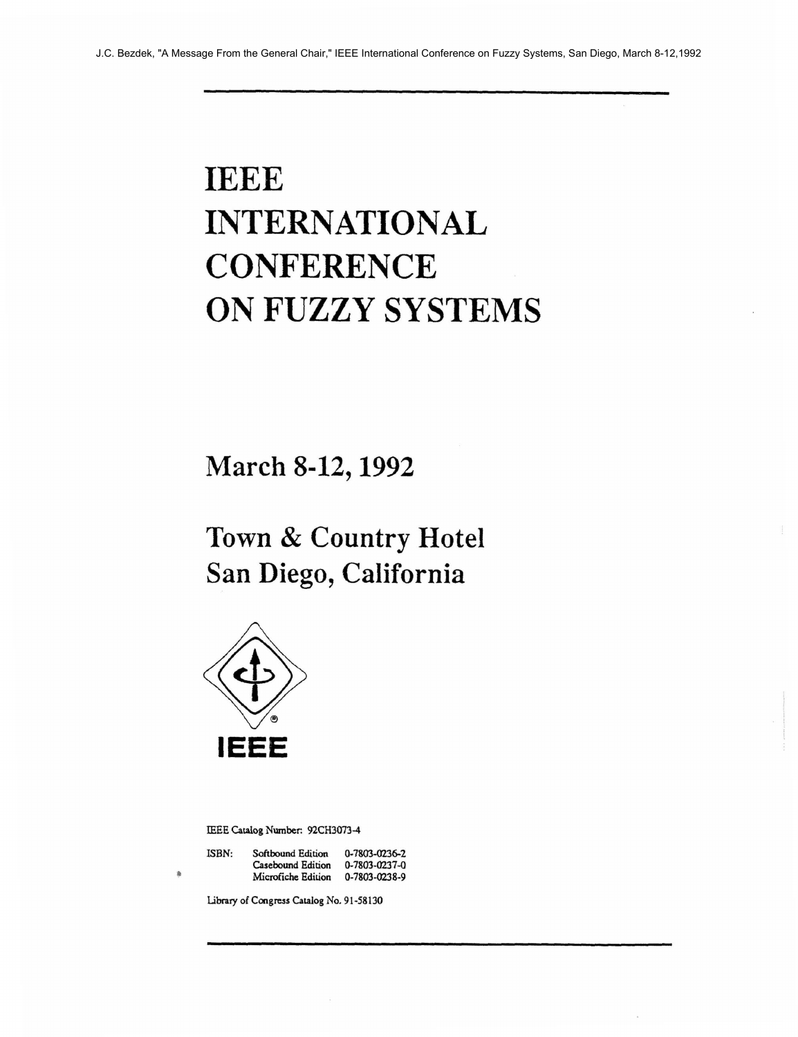J.C. Bezdek, "A Message From the General Chair," IEEE International Conference on Fuzzy Systems, San Diego, March 8-12,1992

# IEEE INTERNATIONAL CONFERENCE ON FUZZY SYSTEMS

## March 8-12, 1992

## Town & Country Hotel
## San Diego, California

IEEE

IEEE Catalog Number: 92CH3073-4

ISBN: Softbound Edition 0-7803-0236-2
Casebound Edition 0-7803-0237-0
Microfiche Edition 0-7803-0238-9

Library of Congress Catalog No. 91-58130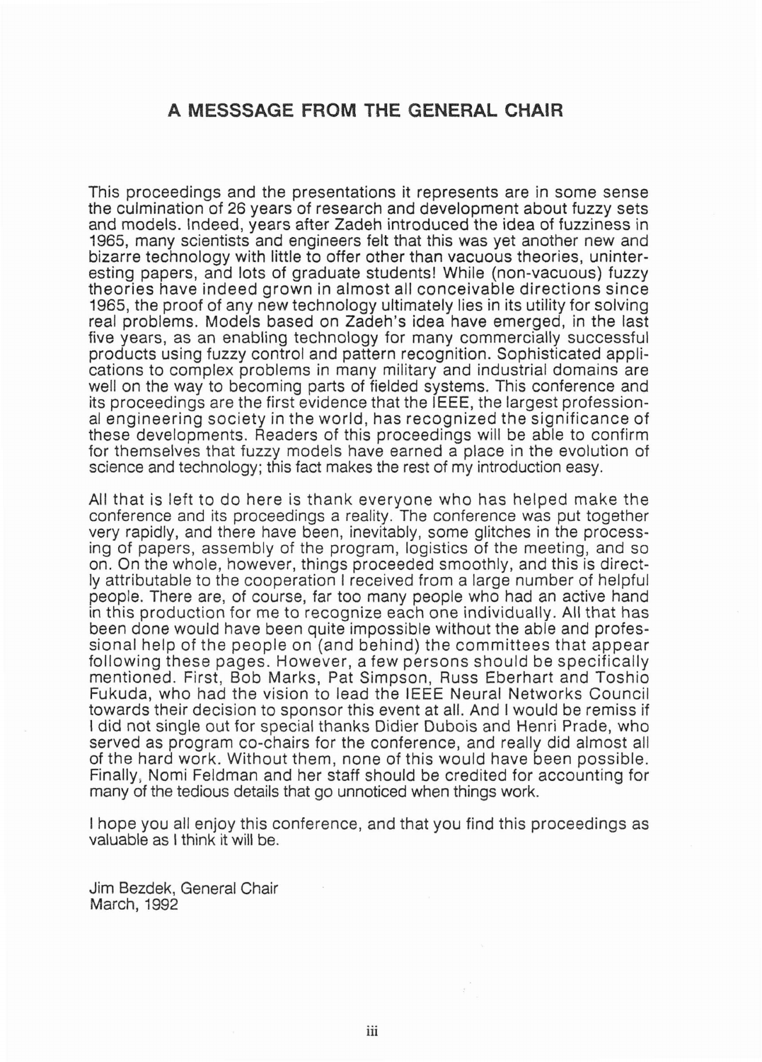# A MESSSAGE FROM THE GENERAL CHAIR

This proceedings and the presentations it represents are in some sense the culmination of 26 years of research and development about fuzzy sets and models. Indeed, years after Zadeh introduced the idea of fuzziness in 1965, many scientists and engineers felt that this was yet another new and bizarre technology with little to offer other than vacuous theories, uninteresting papers, and lots of graduate students! While (non-vacuous) fuzzy theories have indeed grown in almost all conceivable directions since 1965, the proof of any new technology ultimately lies in its utility for solving real problems. Models based on Zadeh's idea have emerged, in the last five years, as an enabling technology for many commercially successful products using fuzzy control and pattern recognition. Sophisticated applications to complex problems in many military and industrial domains are well on the way to becoming parts of fielded systems. This conference and its proceedings are the first evidence that the IEEE, the largest professional engineering society in the world, has recognized the significance of these developments. Readers of this proceedings will be able to confirm for themselves that fuzzy models have earned a place in the evolution of science and technology; this fact makes the rest of my introduction easy.

All that is left to do here is thank everyone who has helped make the conference and its proceedings a reality. The conference was put together very rapidly, and there have been, inevitably, some glitches in the processing of papers, assembly of the program, logistics of the meeting, and so on. On the whole, however, things proceeded smoothly, and this is directly attributable to the cooperation I received from a large number of helpful people. There are, of course, far too many people who had an active hand in this production for me to recognize each one individually. All that has been done would have been quite impossible without the able and professional help of the people on (and behind) the committees that appear following these pages. However, a few persons should be specifically mentioned. First, Bob Marks, Pat Simpson, Russ Eberhart and Toshio Fukuda, who had the vision to lead the IEEE Neural Networks Council towards their decision to sponsor this event at all. And I would be remiss if I did not single out for special thanks Didier Dubois and Henri Prade, who served as program co-chairs for the conference, and really did almost all of the hard work. Without them, none of this would have been possible. Finally, Nomi Feldman and her staff should be credited for accounting for many of the tedious details that go unnoticed when things work.

I hope you all enjoy this conference, and that you find this proceedings as valuable as I think it will be.

Jim Bezdek, General Chair
March, 1992